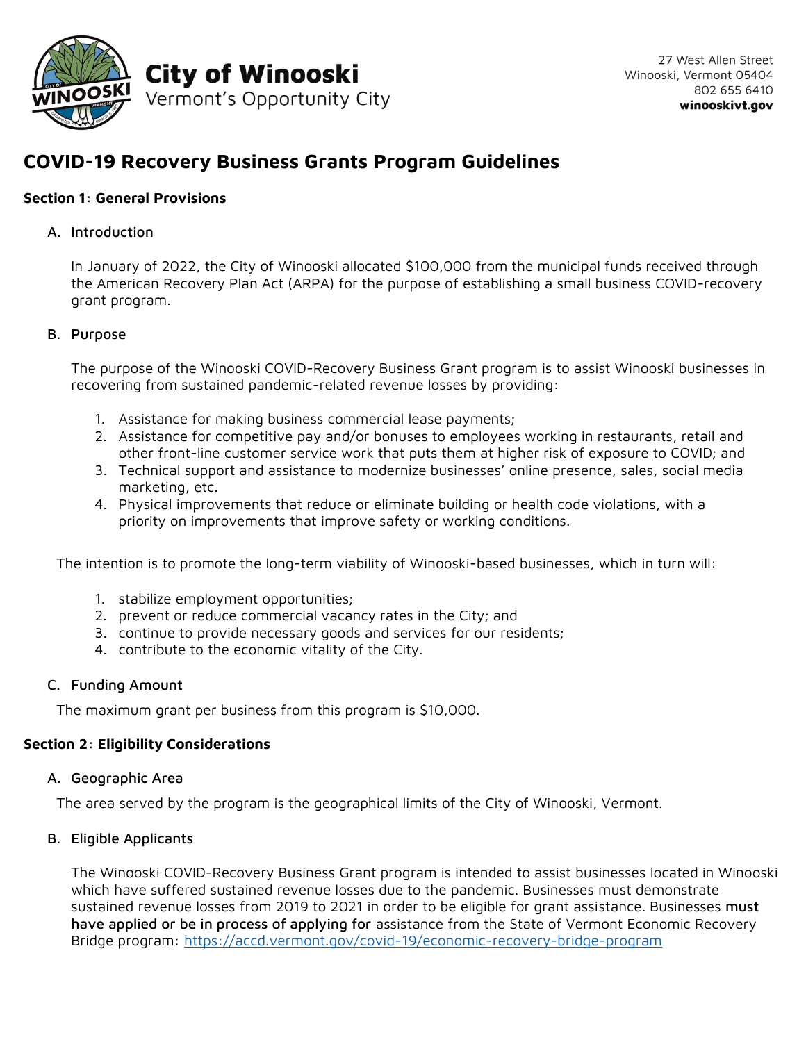**City of Winooski**
Vermont's Opportunity City

27 West Allen Street
Winooski, Vermont 05404
802 655 6410
**winooskivt.gov**

# COVID-19 Recovery Business Grants Program Guidelines

## Section 1: General Provisions

### A. Introduction

In January of 2022, the City of Winooski allocated $100,000 from the municipal funds received through the American Recovery Plan Act (ARPA) for the purpose of establishing a small business COVID-recovery grant program.

### B. Purpose

The purpose of the Winooski COVID-Recovery Business Grant program is to assist Winooski businesses in recovering from sustained pandemic-related revenue losses by providing:

1. Assistance for making business commercial lease payments;
2. Assistance for competitive pay and/or bonuses to employees working in restaurants, retail and other front-line customer service work that puts them at higher risk of exposure to COVID; and
3. Technical support and assistance to modernize businesses' online presence, sales, social media marketing, etc.
4. Physical improvements that reduce or eliminate building or health code violations, with a priority on improvements that improve safety or working conditions.

The intention is to promote the long-term viability of Winooski-based businesses, which in turn will:

1. stabilize employment opportunities;
2. prevent or reduce commercial vacancy rates in the City; and
3. continue to provide necessary goods and services for our residents;
4. contribute to the economic vitality of the City.

### C. Funding Amount

The maximum grant per business from this program is $10,000.

## Section 2: Eligibility Considerations

### A. Geographic Area

The area served by the program is the geographical limits of the City of Winooski, Vermont.

### B. Eligible Applicants

The Winooski COVID-Recovery Business Grant program is intended to assist businesses located in Winooski which have suffered sustained revenue losses due to the pandemic. Businesses must demonstrate sustained revenue losses from 2019 to 2021 in order to be eligible for grant assistance. Businesses **must have applied or be in process of applying for** assistance from the State of Vermont Economic Recovery Bridge program: https://accd.vermont.gov/covid-19/economic-recovery-bridge-program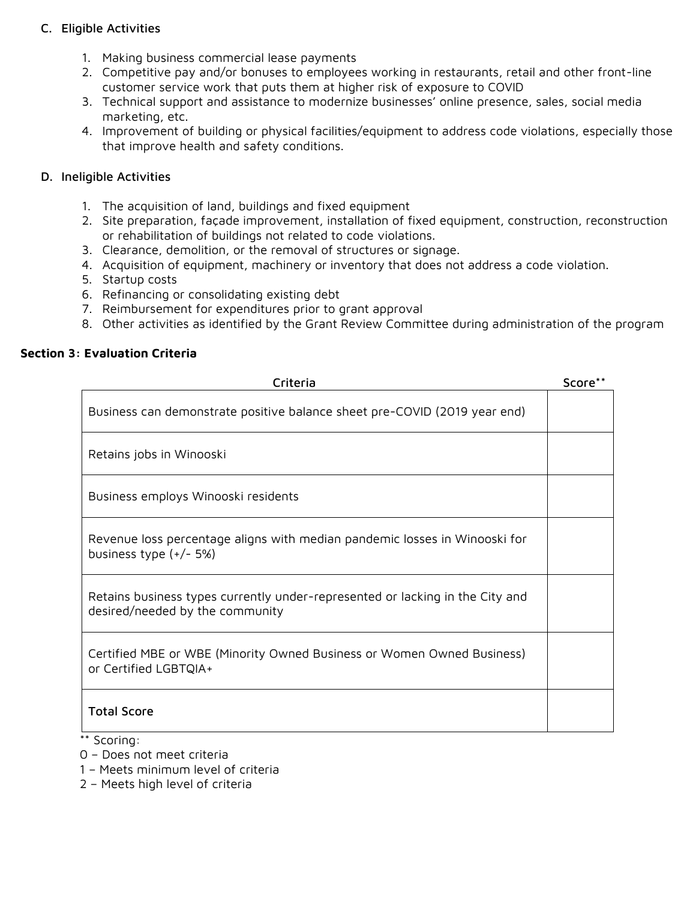### C. Eligible Activities

1. Making business commercial lease payments
2. Competitive pay and/or bonuses to employees working in restaurants, retail and other front-line customer service work that puts them at higher risk of exposure to COVID
3. Technical support and assistance to modernize businesses' online presence, sales, social media marketing, etc.
4. Improvement of building or physical facilities/equipment to address code violations, especially those that improve health and safety conditions.

### D. Ineligible Activities

1. The acquisition of land, buildings and fixed equipment
2. Site preparation, façade improvement, installation of fixed equipment, construction, reconstruction or rehabilitation of buildings not related to code violations.
3. Clearance, demolition, or the removal of structures or signage.
4. Acquisition of equipment, machinery or inventory that does not address a code violation.
5. Startup costs
6. Refinancing or consolidating existing debt
7. Reimbursement for expenditures prior to grant approval
8. Other activities as identified by the Grant Review Committee during administration of the program

## Section 3: Evaluation Criteria

| Criteria | Score** |
|---|---|
| Business can demonstrate positive balance sheet pre-COVID (2019 year end) | |
| Retains jobs in Winooski | |
| Business employs Winooski residents | |
| Revenue loss percentage aligns with median pandemic losses in Winooski for business type (+/- 5%) | |
| Retains business types currently under-represented or lacking in the City and desired/needed by the community | |
| Certified MBE or WBE (Minority Owned Business or Women Owned Business) or Certified LGBTQIA+ | |
| **Total Score** | |

** Scoring:
0 – Does not meet criteria
1 – Meets minimum level of criteria
2 – Meets high level of criteria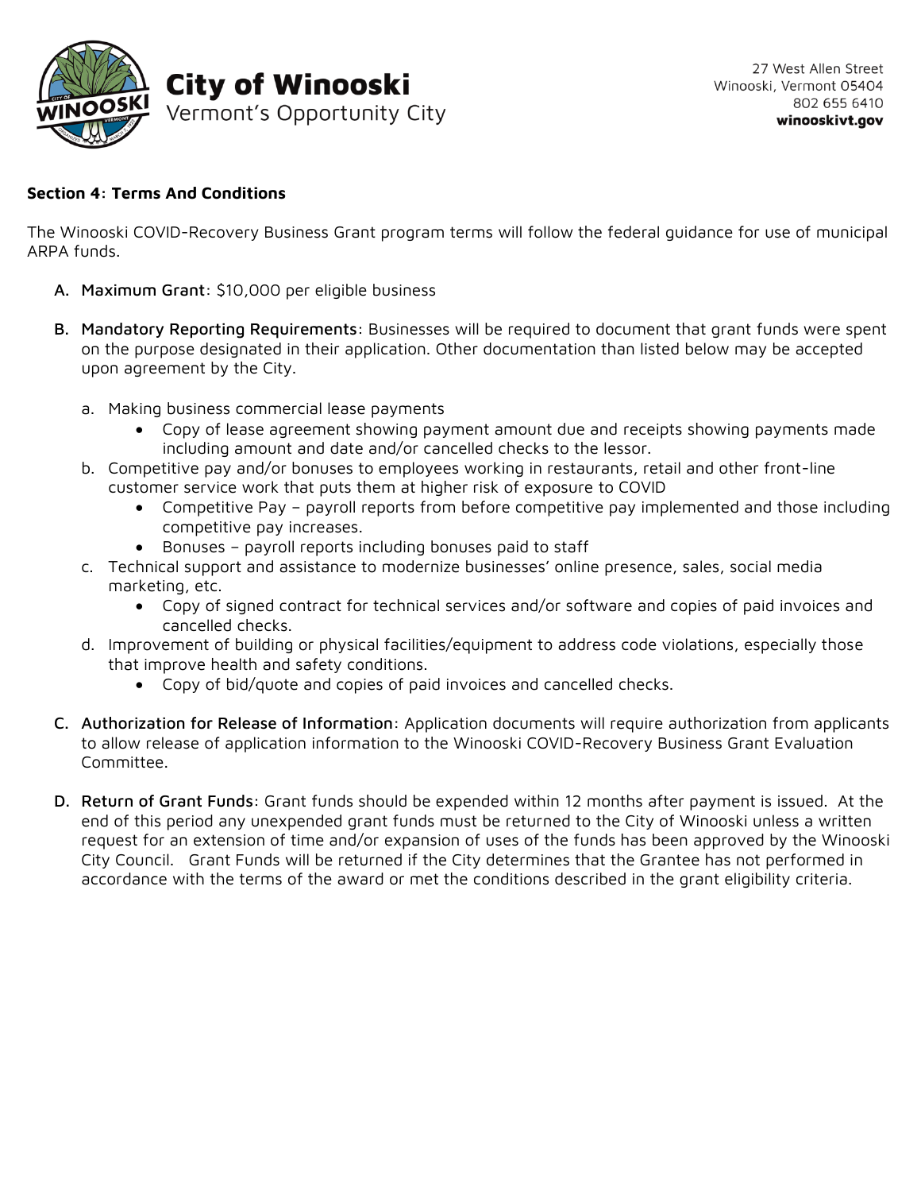## Section 4: Terms And Conditions

The Winooski COVID-Recovery Business Grant program terms will follow the federal guidance for use of municipal ARPA funds.

A. **Maximum Grant**: $10,000 per eligible business

B. **Mandatory Reporting Requirements**: Businesses will be required to document that grant funds were spent on the purpose designated in their application. Other documentation than listed below may be accepted upon agreement by the City.

   a. Making business commercial lease payments
      - Copy of lease agreement showing payment amount due and receipts showing payments made including amount and date and/or cancelled checks to the lessor.

   b. Competitive pay and/or bonuses to employees working in restaurants, retail and other front-line customer service work that puts them at higher risk of exposure to COVID
      - Competitive Pay – payroll reports from before competitive pay implemented and those including competitive pay increases.
      - Bonuses – payroll reports including bonuses paid to staff

   c. Technical support and assistance to modernize businesses' online presence, sales, social media marketing, etc.
      - Copy of signed contract for technical services and/or software and copies of paid invoices and cancelled checks.

   d. Improvement of building or physical facilities/equipment to address code violations, especially those that improve health and safety conditions.
      - Copy of bid/quote and copies of paid invoices and cancelled checks.

C. **Authorization for Release of Information**: Application documents will require authorization from applicants to allow release of application information to the Winooski COVID-Recovery Business Grant Evaluation Committee.

D. **Return of Grant Funds**: Grant funds should be expended within 12 months after payment is issued. At the end of this period any unexpended grant funds must be returned to the City of Winooski unless a written request for an extension of time and/or expansion of uses of the funds has been approved by the Winooski City Council. Grant Funds will be returned if the City determines that the Grantee has not performed in accordance with the terms of the award or met the conditions described in the grant eligibility criteria.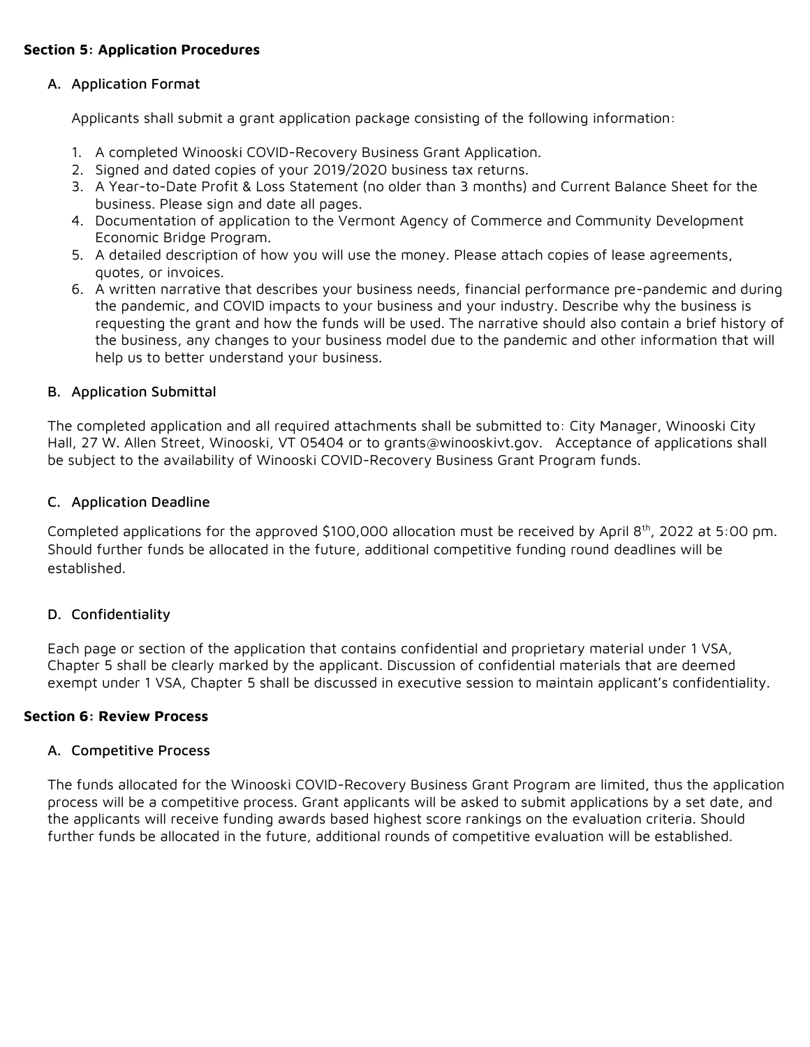## Section 5: Application Procedures

### A. Application Format

Applicants shall submit a grant application package consisting of the following information:

1. A completed Winooski COVID-Recovery Business Grant Application.
2. Signed and dated copies of your 2019/2020 business tax returns.
3. A Year-to-Date Profit & Loss Statement (no older than 3 months) and Current Balance Sheet for the business. Please sign and date all pages.
4. Documentation of application to the Vermont Agency of Commerce and Community Development Economic Bridge Program.
5. A detailed description of how you will use the money. Please attach copies of lease agreements, quotes, or invoices.
6. A written narrative that describes your business needs, financial performance pre-pandemic and during the pandemic, and COVID impacts to your business and your industry. Describe why the business is requesting the grant and how the funds will be used. The narrative should also contain a brief history of the business, any changes to your business model due to the pandemic and other information that will help us to better understand your business.

### B. Application Submittal

The completed application and all required attachments shall be submitted to: City Manager, Winooski City Hall, 27 W. Allen Street, Winooski, VT 05404 or to grants@winooskivt.gov. Acceptance of applications shall be subject to the availability of Winooski COVID-Recovery Business Grant Program funds.

### C. Application Deadline

Completed applications for the approved $100,000 allocation must be received by April 8th, 2022 at 5:00 pm. Should further funds be allocated in the future, additional competitive funding round deadlines will be established.

### D. Confidentiality

Each page or section of the application that contains confidential and proprietary material under 1 VSA, Chapter 5 shall be clearly marked by the applicant. Discussion of confidential materials that are deemed exempt under 1 VSA, Chapter 5 shall be discussed in executive session to maintain applicant's confidentiality.

## Section 6: Review Process

### A. Competitive Process

The funds allocated for the Winooski COVID-Recovery Business Grant Program are limited, thus the application process will be a competitive process. Grant applicants will be asked to submit applications by a set date, and the applicants will receive funding awards based highest score rankings on the evaluation criteria. Should further funds be allocated in the future, additional rounds of competitive evaluation will be established.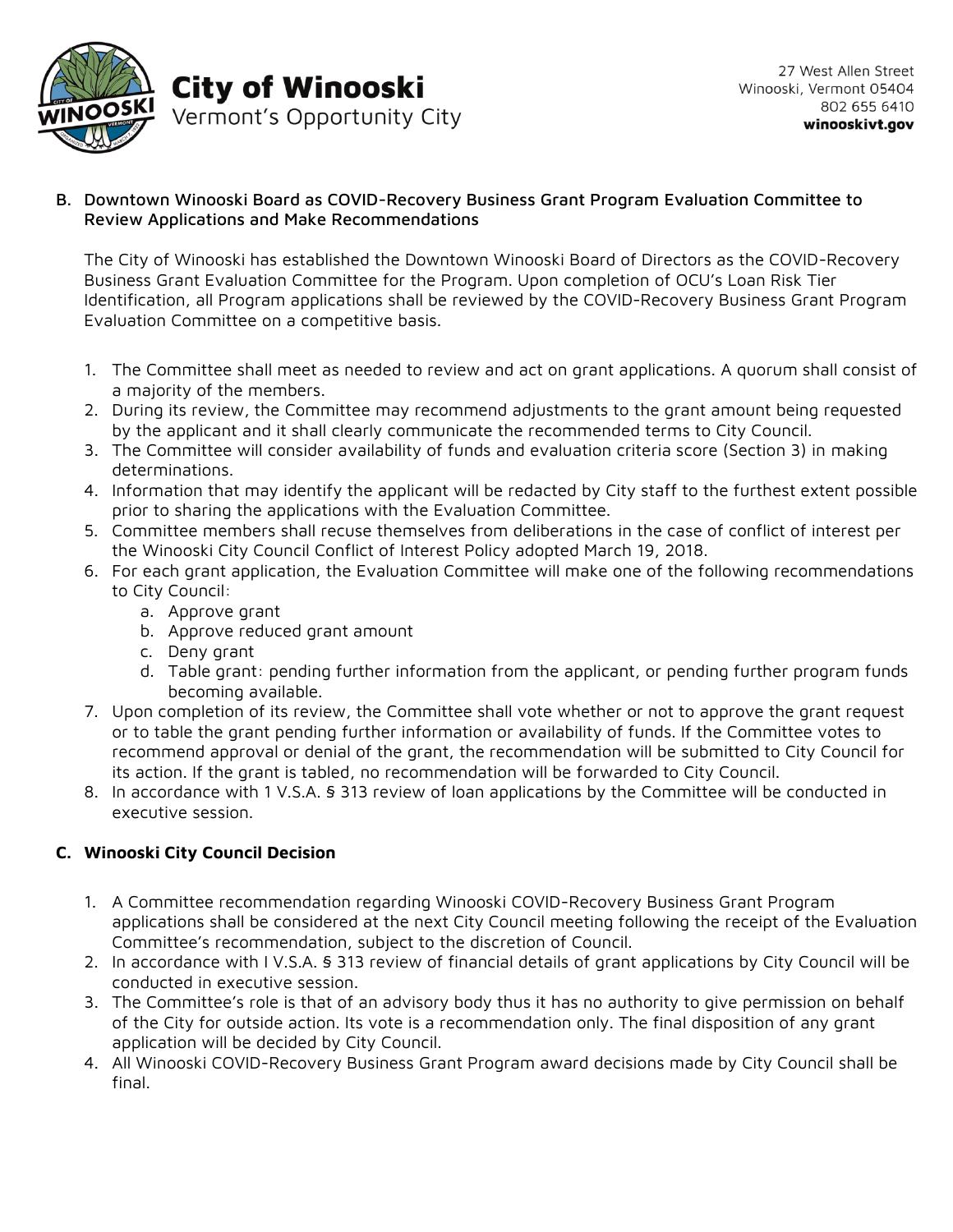## B. Downtown Winooski Board as COVID-Recovery Business Grant Program Evaluation Committee to Review Applications and Make Recommendations

The City of Winooski has established the Downtown Winooski Board of Directors as the COVID-Recovery Business Grant Evaluation Committee for the Program. Upon completion of OCU's Loan Risk Tier Identification, all Program applications shall be reviewed by the COVID-Recovery Business Grant Program Evaluation Committee on a competitive basis.

1. The Committee shall meet as needed to review and act on grant applications. A quorum shall consist of a majority of the members.
2. During its review, the Committee may recommend adjustments to the grant amount being requested by the applicant and it shall clearly communicate the recommended terms to City Council.
3. The Committee will consider availability of funds and evaluation criteria score (Section 3) in making determinations.
4. Information that may identify the applicant will be redacted by City staff to the furthest extent possible prior to sharing the applications with the Evaluation Committee.
5. Committee members shall recuse themselves from deliberations in the case of conflict of interest per the Winooski City Council Conflict of Interest Policy adopted March 19, 2018.
6. For each grant application, the Evaluation Committee will make one of the following recommendations to City Council:
   a. Approve grant
   b. Approve reduced grant amount
   c. Deny grant
   d. Table grant: pending further information from the applicant, or pending further program funds becoming available.
7. Upon completion of its review, the Committee shall vote whether or not to approve the grant request or to table the grant pending further information or availability of funds. If the Committee votes to recommend approval or denial of the grant, the recommendation will be submitted to City Council for its action. If the grant is tabled, no recommendation will be forwarded to City Council.
8. In accordance with 1 V.S.A. § 313 review of loan applications by the Committee will be conducted in executive session.

## C. Winooski City Council Decision

1. A Committee recommendation regarding Winooski COVID-Recovery Business Grant Program applications shall be considered at the next City Council meeting following the receipt of the Evaluation Committee's recommendation, subject to the discretion of Council.
2. In accordance with I V.S.A. § 313 review of financial details of grant applications by City Council will be conducted in executive session.
3. The Committee's role is that of an advisory body thus it has no authority to give permission on behalf of the City for outside action. Its vote is a recommendation only. The final disposition of any grant application will be decided by City Council.
4. All Winooski COVID-Recovery Business Grant Program award decisions made by City Council shall be final.